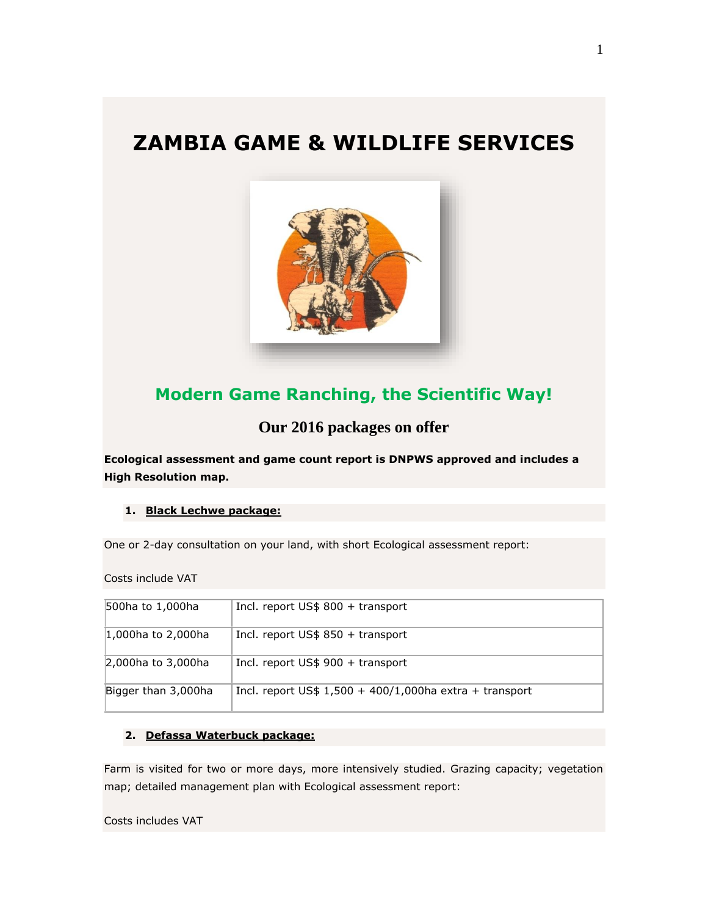# ZAMBIA GAME & WILDLIFE SERVICES

## Modern Game Ranching, the Scientific Way!

### Our 2016 packages on offer

**Ecological assessment and game count report is DNPWS approved and includes a High Resolution map.**

1. **Black Lechwe package:**

One or 2-day consultation on your land, with short Ecological assessment report:

Costs include VAT

| | |
|---|---|
| 500ha to 1,000ha | Incl. report US$ 800 + transport |
| 1,000ha to 2,000ha | Incl. report US$ 850 + transport |
| 2,000ha to 3,000ha | Incl. report US$ 900 + transport |
| Bigger than 3,000ha | Incl. report US$ 1,500 + 400/1,000ha extra + transport |

2. **Defassa Waterbuck package:**

Farm is visited for two or more days, more intensively studied. Grazing capacity; vegetation map; detailed management plan with Ecological assessment report:

Costs includes VAT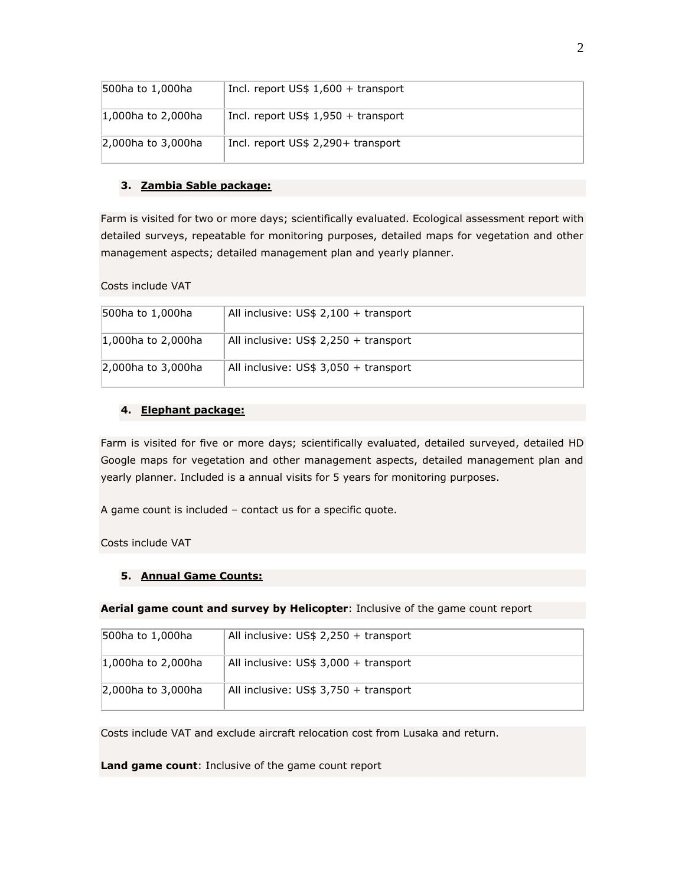| | |
|---|---|
| 500ha to 1,000ha | Incl. report US$ 1,600 + transport |
| 1,000ha to 2,000ha | Incl. report US$ 1,950 + transport |
| 2,000ha to 3,000ha | Incl. report US$ 2,290+ transport |

### 3. **Zambia Sable package:**

Farm is visited for two or more days; scientifically evaluated. Ecological assessment report with detailed surveys, repeatable for monitoring purposes, detailed maps for vegetation and other management aspects; detailed management plan and yearly planner.

Costs include VAT

| | |
|---|---|
| 500ha to 1,000ha | All inclusive: US$ 2,100 + transport |
| 1,000ha to 2,000ha | All inclusive: US$ 2,250 + transport |
| 2,000ha to 3,000ha | All inclusive: US$ 3,050 + transport |

### 4. **Elephant package:**

Farm is visited for five or more days; scientifically evaluated, detailed surveyed, detailed HD Google maps for vegetation and other management aspects, detailed management plan and yearly planner. Included is a annual visits for 5 years for monitoring purposes.

A game count is included – contact us for a specific quote.

Costs include VAT

### 5. **Annual Game Counts:**

**Aerial game count and survey by Helicopter**: Inclusive of the game count report

| | |
|---|---|
| 500ha to 1,000ha | All inclusive: US$ 2,250 + transport |
| 1,000ha to 2,000ha | All inclusive: US$ 3,000 + transport |
| 2,000ha to 3,000ha | All inclusive: US$ 3,750 + transport |

Costs include VAT and exclude aircraft relocation cost from Lusaka and return.

**Land game count**: Inclusive of the game count report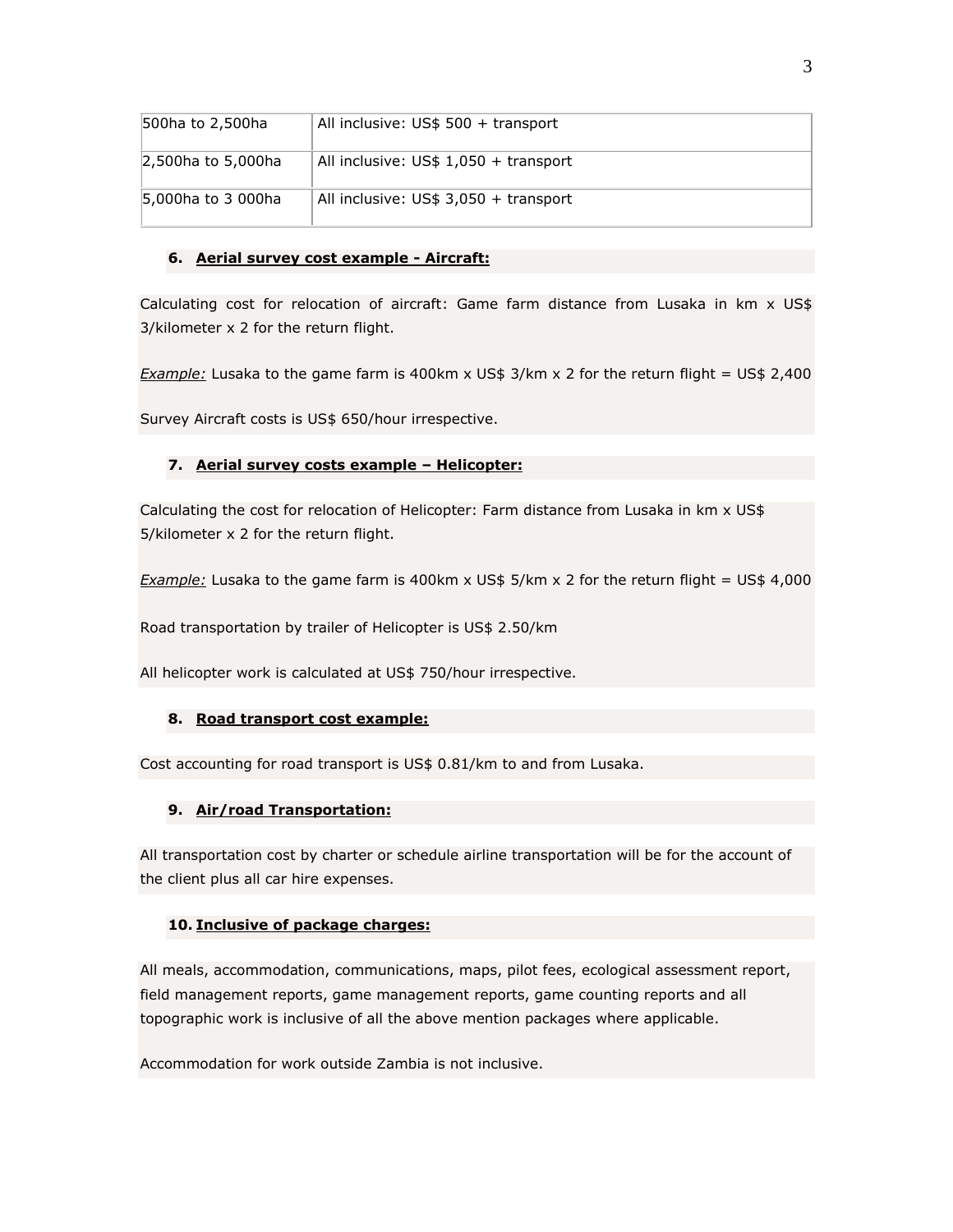| 500ha to 2,500ha | All inclusive: US$ 500 + transport |
|---|---|
| 2,500ha to 5,000ha | All inclusive: US$ 1,050 + transport |
| 5,000ha to 3 000ha | All inclusive: US$ 3,050 + transport |

### 6. Aerial survey cost example - Aircraft:

Calculating cost for relocation of aircraft: Game farm distance from Lusaka in km x US$ 3/kilometer x 2 for the return flight.

*Example:* Lusaka to the game farm is 400km x US$ 3/km x 2 for the return flight = US$ 2,400

Survey Aircraft costs is US$ 650/hour irrespective.

### 7. Aerial survey costs example – Helicopter:

Calculating the cost for relocation of Helicopter: Farm distance from Lusaka in km x US$ 5/kilometer x 2 for the return flight.

*Example:* Lusaka to the game farm is 400km x US$ 5/km x 2 for the return flight = US$ 4,000

Road transportation by trailer of Helicopter is US$ 2.50/km

All helicopter work is calculated at US$ 750/hour irrespective.

### 8. Road transport cost example:

Cost accounting for road transport is US$ 0.81/km to and from Lusaka.

### 9. Air/road Transportation:

All transportation cost by charter or schedule airline transportation will be for the account of the client plus all car hire expenses.

### 10. Inclusive of package charges:

All meals, accommodation, communications, maps, pilot fees, ecological assessment report, field management reports, game management reports, game counting reports and all topographic work is inclusive of all the above mention packages where applicable.

Accommodation for work outside Zambia is not inclusive.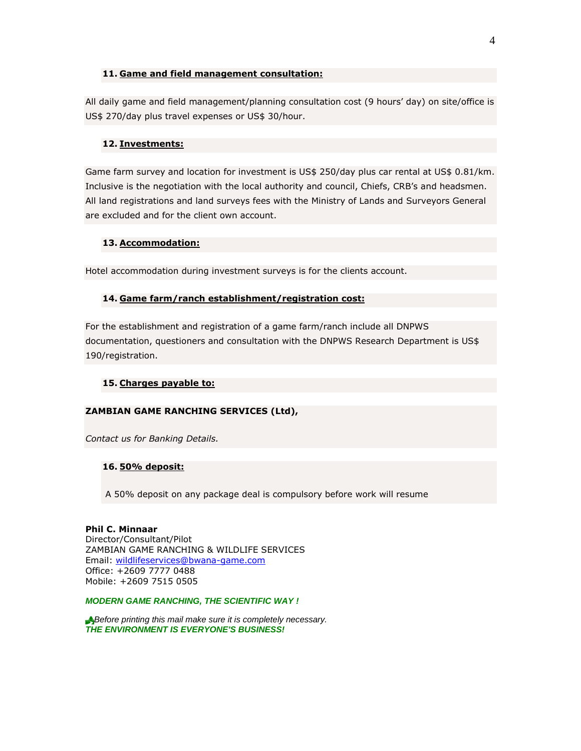### 11. Game and field management consultation:

All daily game and field management/planning consultation cost (9 hours' day) on site/office is US$ 270/day plus travel expenses or US$ 30/hour.

### 12. Investments:

Game farm survey and location for investment is US$ 250/day plus car rental at US$ 0.81/km. Inclusive is the negotiation with the local authority and council, Chiefs, CRB's and headsmen. All land registrations and land surveys fees with the Ministry of Lands and Surveyors General are excluded and for the client own account.

### 13. Accommodation:

Hotel accommodation during investment surveys is for the clients account.

### 14. Game farm/ranch establishment/registration cost:

For the establishment and registration of a game farm/ranch include all DNPWS documentation, questioners and consultation with the DNPWS Research Department is US$ 190/registration.

### 15. Charges payable to:

**ZAMBIAN GAME RANCHING SERVICES (Ltd),**

*Contact us for Banking Details.*

### 16. 50% deposit:

A 50% deposit on any package deal is compulsory before work will resume

**Phil C. Minnaar**
Director/Consultant/Pilot
ZAMBIAN GAME RANCHING & WILDLIFE SERVICES
Email: wildlifeservices@bwana-game.com
Office: +2609 7777 0488
Mobile: +2609 7515 0505

***MODERN GAME RANCHING, THE SCIENTIFIC WAY !***

*Before printing this mail make sure it is completely necessary.*
***THE ENVIRONMENT IS EVERYONE'S BUSINESS!***